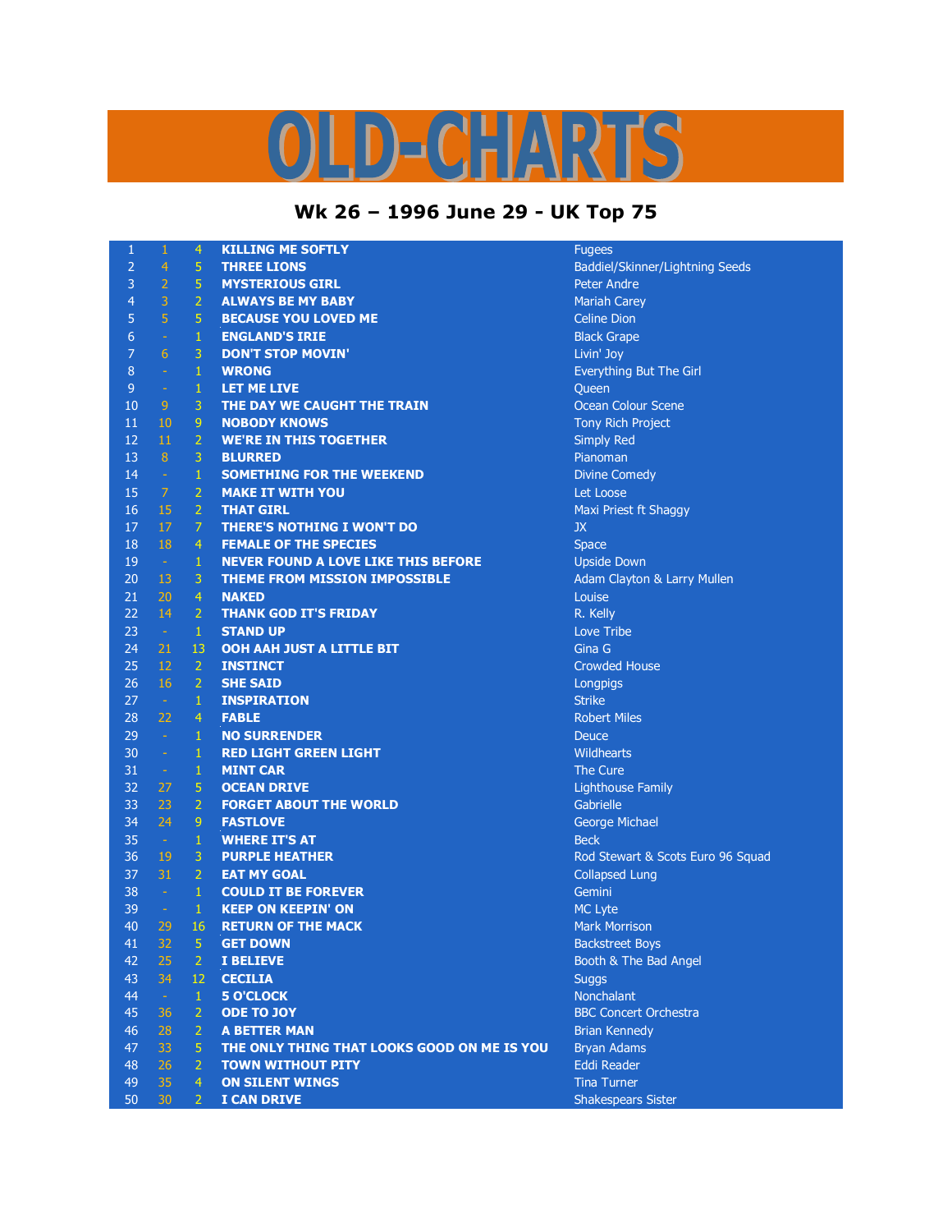# OLD-CHARTS

## Wk 26 – 1996 June 29 - UK Top 75

| | | | | |
|---|---|---|---|---|
| 1 | 1 | 4 | KILLING ME SOFTLY | Fugees |
| 2 | 4 | 5 | THREE LIONS | Baddiel/Skinner/Lightning Seeds |
| 3 | 2 | 5 | MYSTERIOUS GIRL | Peter Andre |
| 4 | 3 | 2 | ALWAYS BE MY BABY | Mariah Carey |
| 5 | 5 | 5 | BECAUSE YOU LOVED ME | Celine Dion |
| 6 | - | 1 | ENGLAND'S IRIE | Black Grape |
| 7 | 6 | 3 | DON'T STOP MOVIN' | Livin' Joy |
| 8 | - | 1 | WRONG | Everything But The Girl |
| 9 | - | 1 | LET ME LIVE | Queen |
| 10 | 9 | 3 | THE DAY WE CAUGHT THE TRAIN | Ocean Colour Scene |
| 11 | 10 | 9 | NOBODY KNOWS | Tony Rich Project |
| 12 | 11 | 2 | WE'RE IN THIS TOGETHER | Simply Red |
| 13 | 8 | 3 | BLURRED | Pianoman |
| 14 | - | 1 | SOMETHING FOR THE WEEKEND | Divine Comedy |
| 15 | 7 | 2 | MAKE IT WITH YOU | Let Loose |
| 16 | 15 | 2 | THAT GIRL | Maxi Priest ft Shaggy |
| 17 | 17 | 7 | THERE'S NOTHING I WON'T DO | JX |
| 18 | 18 | 4 | FEMALE OF THE SPECIES | Space |
| 19 | - | 1 | NEVER FOUND A LOVE LIKE THIS BEFORE | Upside Down |
| 20 | 13 | 3 | THEME FROM MISSION IMPOSSIBLE | Adam Clayton & Larry Mullen |
| 21 | 20 | 4 | NAKED | Louise |
| 22 | 14 | 2 | THANK GOD IT'S FRIDAY | R. Kelly |
| 23 | - | 1 | STAND UP | Love Tribe |
| 24 | 21 | 13 | OOH AAH JUST A LITTLE BIT | Gina G |
| 25 | 12 | 2 | INSTINCT | Crowded House |
| 26 | 16 | 2 | SHE SAID | Longpigs |
| 27 | - | 1 | INSPIRATION | Strike |
| 28 | 22 | 4 | FABLE | Robert Miles |
| 29 | - | 1 | NO SURRENDER | Deuce |
| 30 | - | 1 | RED LIGHT GREEN LIGHT | Wildhearts |
| 31 | - | 1 | MINT CAR | The Cure |
| 32 | 27 | 5 | OCEAN DRIVE | Lighthouse Family |
| 33 | 23 | 2 | FORGET ABOUT THE WORLD | Gabrielle |
| 34 | 24 | 9 | FASTLOVE | George Michael |
| 35 | - | 1 | WHERE IT'S AT | Beck |
| 36 | 19 | 3 | PURPLE HEATHER | Rod Stewart & Scots Euro 96 Squad |
| 37 | 31 | 2 | EAT MY GOAL | Collapsed Lung |
| 38 | - | 1 | COULD IT BE FOREVER | Gemini |
| 39 | - | 1 | KEEP ON KEEPIN' ON | MC Lyte |
| 40 | 29 | 16 | RETURN OF THE MACK | Mark Morrison |
| 41 | 32 | 5 | GET DOWN | Backstreet Boys |
| 42 | 25 | 2 | I BELIEVE | Booth & The Bad Angel |
| 43 | 34 | 12 | CECILIA | Suggs |
| 44 | - | 1 | 5 O'CLOCK | Nonchalant |
| 45 | 36 | 2 | ODE TO JOY | BBC Concert Orchestra |
| 46 | 28 | 2 | A BETTER MAN | Brian Kennedy |
| 47 | 33 | 5 | THE ONLY THING THAT LOOKS GOOD ON ME IS YOU | Bryan Adams |
| 48 | 26 | 2 | TOWN WITHOUT PITY | Eddi Reader |
| 49 | 35 | 4 | ON SILENT WINGS | Tina Turner |
| 50 | 30 | 2 | I CAN DRIVE | Shakespears Sister |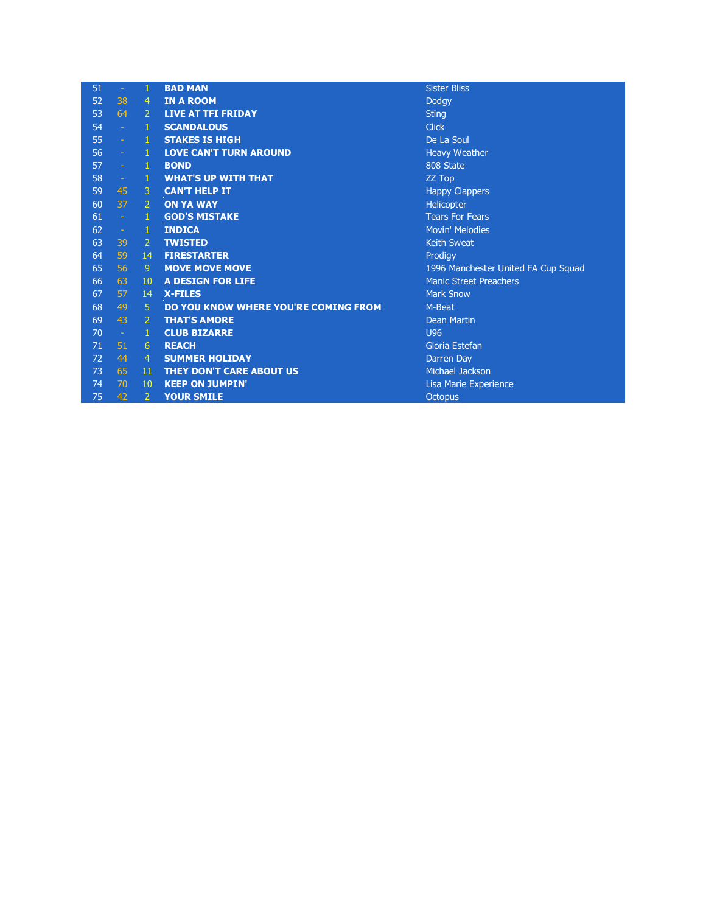| | | | | |
|---|---|---|---|---|
| 51 | - | 1 | **BAD MAN** | Sister Bliss |
| 52 | 38 | 4 | **IN A ROOM** | Dodgy |
| 53 | 64 | 2 | **LIVE AT TFI FRIDAY** | Sting |
| 54 | - | 1 | **SCANDALOUS** | Click |
| 55 | - | 1 | **STAKES IS HIGH** | De La Soul |
| 56 | - | 1 | **LOVE CAN'T TURN AROUND** | Heavy Weather |
| 57 | - | 1 | **BOND** | 808 State |
| 58 | - | 1 | **WHAT'S UP WITH THAT** | ZZ Top |
| 59 | 45 | 3 | **CAN'T HELP IT** | Happy Clappers |
| 60 | 37 | 2 | **ON YA WAY** | Helicopter |
| 61 | - | 1 | **GOD'S MISTAKE** | Tears For Fears |
| 62 | - | 1 | **INDICA** | Movin' Melodies |
| 63 | 39 | 2 | **TWISTED** | Keith Sweat |
| 64 | 59 | 14 | **FIRESTARTER** | Prodigy |
| 65 | 56 | 9 | **MOVE MOVE MOVE** | 1996 Manchester United FA Cup Squad |
| 66 | 63 | 10 | **A DESIGN FOR LIFE** | Manic Street Preachers |
| 67 | 57 | 14 | **X-FILES** | Mark Snow |
| 68 | 49 | 5 | **DO YOU KNOW WHERE YOU'RE COMING FROM** | M-Beat |
| 69 | 43 | 2 | **THAT'S AMORE** | Dean Martin |
| 70 | - | 1 | **CLUB BIZARRE** | U96 |
| 71 | 51 | 6 | **REACH** | Gloria Estefan |
| 72 | 44 | 4 | **SUMMER HOLIDAY** | Darren Day |
| 73 | 65 | 11 | **THEY DON'T CARE ABOUT US** | Michael Jackson |
| 74 | 70 | 10 | **KEEP ON JUMPIN'** | Lisa Marie Experience |
| 75 | 42 | 2 | **YOUR SMILE** | Octopus |